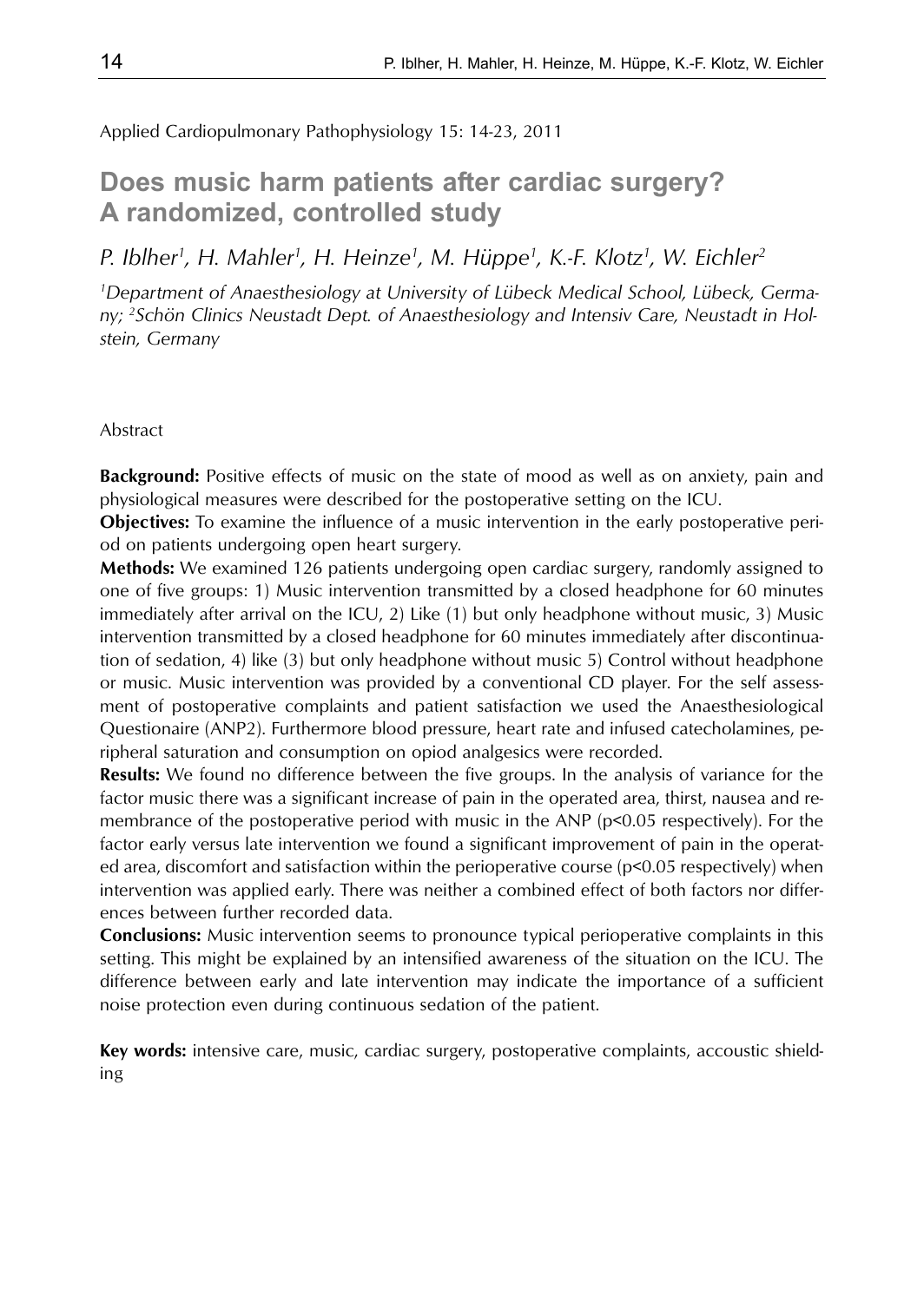Applied Cardiopulmonary Pathophysiology 15: 14-23, 2011

# Does music harm patients after cardiac surgery? A randomized, controlled study

*P. Iblher[1], H. Mahler[1], H. Heinze[1], M. Hüppe[1], K.-F. Klotz[1], W. Eichler[2]*

*[1]Department of Anaesthesiology at University of Lübeck Medical School, Lübeck, Germany; [2]Schön Clinics Neustadt Dept. of Anaesthesiology and Intensiv Care, Neustadt in Holstein, Germany*

Abstract

**Background:** Positive effects of music on the state of mood as well as on anxiety, pain and physiological measures were described for the postoperative setting on the ICU.

**Objectives:** To examine the influence of a music intervention in the early postoperative period on patients undergoing open heart surgery.

**Methods:** We examined 126 patients undergoing open cardiac surgery, randomly assigned to one of five groups: 1) Music intervention transmitted by a closed headphone for 60 minutes immediately after arrival on the ICU, 2) Like (1) but only headphone without music, 3) Music intervention transmitted by a closed headphone for 60 minutes immediately after discontinuation of sedation, 4) like (3) but only headphone without music 5) Control without headphone or music. Music intervention was provided by a conventional CD player. For the self assessment of postoperative complaints and patient satisfaction we used the Anaesthesiological Questionaire (ANP2). Furthermore blood pressure, heart rate and infused catecholamines, peripheral saturation and consumption on opiod analgesics were recorded.

**Results:** We found no difference between the five groups. In the analysis of variance for the factor music there was a significant increase of pain in the operated area, thirst, nausea and remembrance of the postoperative period with music in the ANP ($p<0.05$ respectively). For the factor early versus late intervention we found a significant improvement of pain in the operated area, discomfort and satisfaction within the perioperative course ($p<0.05$ respectively) when intervention was applied early. There was neither a combined effect of both factors nor differences between further recorded data.

**Conclusions:** Music intervention seems to pronounce typical perioperative complaints in this setting. This might be explained by an intensified awareness of the situation on the ICU. The difference between early and late intervention may indicate the importance of a sufficient noise protection even during continuous sedation of the patient.

**Key words:** intensive care, music, cardiac surgery, postoperative complaints, accoustic shielding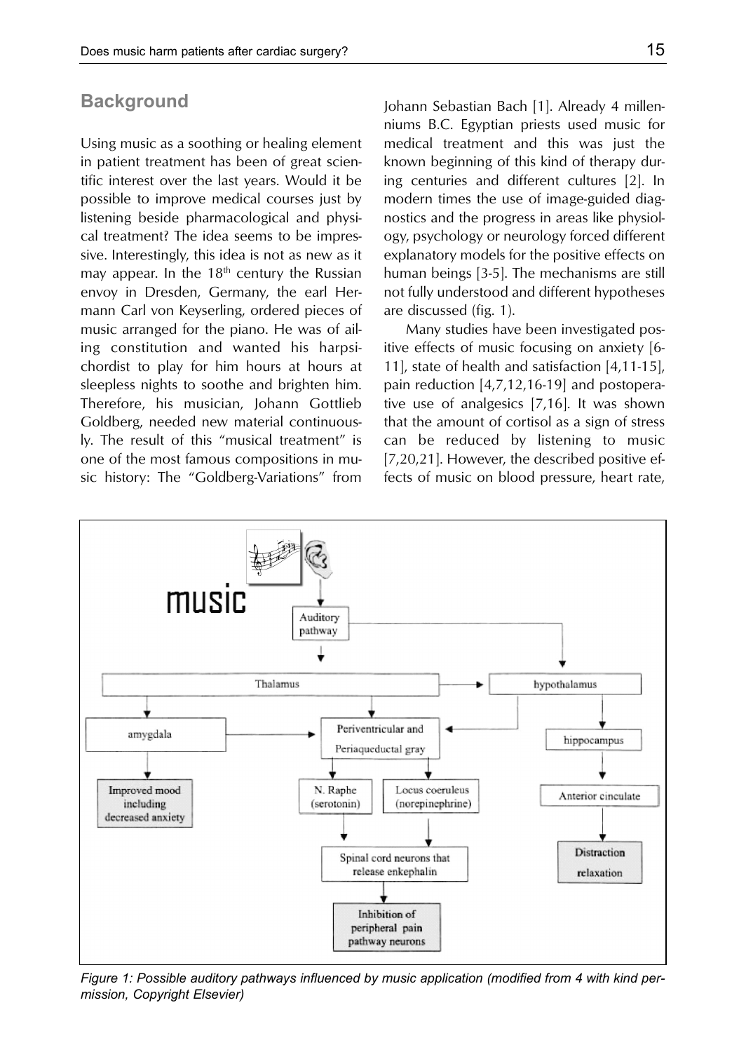## Background

Using music as a soothing or healing element in patient treatment has been of great scientific interest over the last years. Would it be possible to improve medical courses just by listening beside pharmacological and physical treatment? The idea seems to be impressive. Interestingly, this idea is not as new as it may appear. In the 18th century the Russian envoy in Dresden, Germany, the earl Hermann Carl von Keyserling, ordered pieces of music arranged for the piano. He was of ailing constitution and wanted his harpsichordist to play for him hours at hours at sleepless nights to soothe and brighten him. Therefore, his musician, Johann Gottlieb Goldberg, needed new material continuously. The result of this "musical treatment" is one of the most famous compositions in music history: The "Goldberg-Variations" from Johann Sebastian Bach [1]. Already 4 millenniums B.C. Egyptian priests used music for medical treatment and this was just the known beginning of this kind of therapy during centuries and different cultures [2]. In modern times the use of image-guided diagnostics and the progress in areas like physiology, psychology or neurology forced different explanatory models for the positive effects on human beings [3-5]. The mechanisms are still not fully understood and different hypotheses are discussed (fig. 1).

Many studies have been investigated positive effects of music focusing on anxiety [6-11], state of health and satisfaction [4,11-15], pain reduction [4,7,12,16-19] and postoperative use of analgesics [7,16]. It was shown that the amount of cortisol as a sign of stress can be reduced by listening to music [7,20,21]. However, the described positive effects of music on blood pressure, heart rate,

*Figure 1: Possible auditory pathways influenced by music application (modified from 4 with kind permission, Copyright Elsevier)*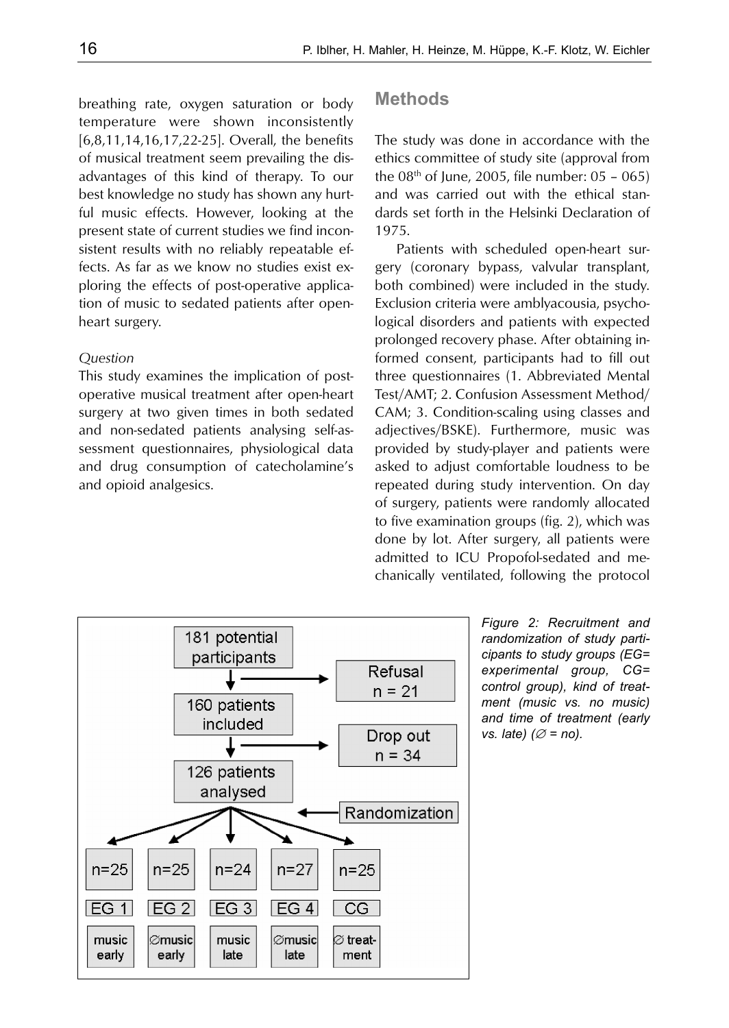breathing rate, oxygen saturation or body temperature were shown inconsistently [6,8,11,14,16,17,22-25]. Overall, the benefits of musical treatment seem prevailing the disadvantages of this kind of therapy. To our best knowledge no study has shown any hurtful music effects. However, looking at the present state of current studies we find inconsistent results with no reliably repeatable effects. As far as we know no studies exist exploring the effects of post-operative application of music to sedated patients after open-heart surgery.

*Question*

This study examines the implication of post-operative musical treatment after open-heart surgery at two given times in both sedated and non-sedated patients analysing self-assessment questionnaires, physiological data and drug consumption of catecholamine's and opioid analgesics.

## Methods

The study was done in accordance with the ethics committee of study site (approval from the 08th of June, 2005, file number: 05 – 065) and was carried out with the ethical standards set forth in the Helsinki Declaration of 1975.

Patients with scheduled open-heart surgery (coronary bypass, valvular transplant, both combined) were included in the study. Exclusion criteria were amblyacousia, psychological disorders and patients with expected prolonged recovery phase. After obtaining informed consent, participants had to fill out three questionnaires (1. Abbreviated Mental Test/AMT; 2. Confusion Assessment Method/CAM; 3. Condition-scaling using classes and adjectives/BSKE). Furthermore, music was provided by study-player and patients were asked to adjust comfortable loudness to be repeated during study intervention. On day of surgery, patients were randomly allocated to five examination groups (fig. 2), which was done by lot. After surgery, all patients were admitted to ICU Propofol-sedated and mechanically ventilated, following the protocol

*Figure 2: Recruitment and randomization of study participants to study groups (EG= experimental group, CG= control group), kind of treatment (music vs. no music) and time of treatment (early vs. late) (∅ = no).*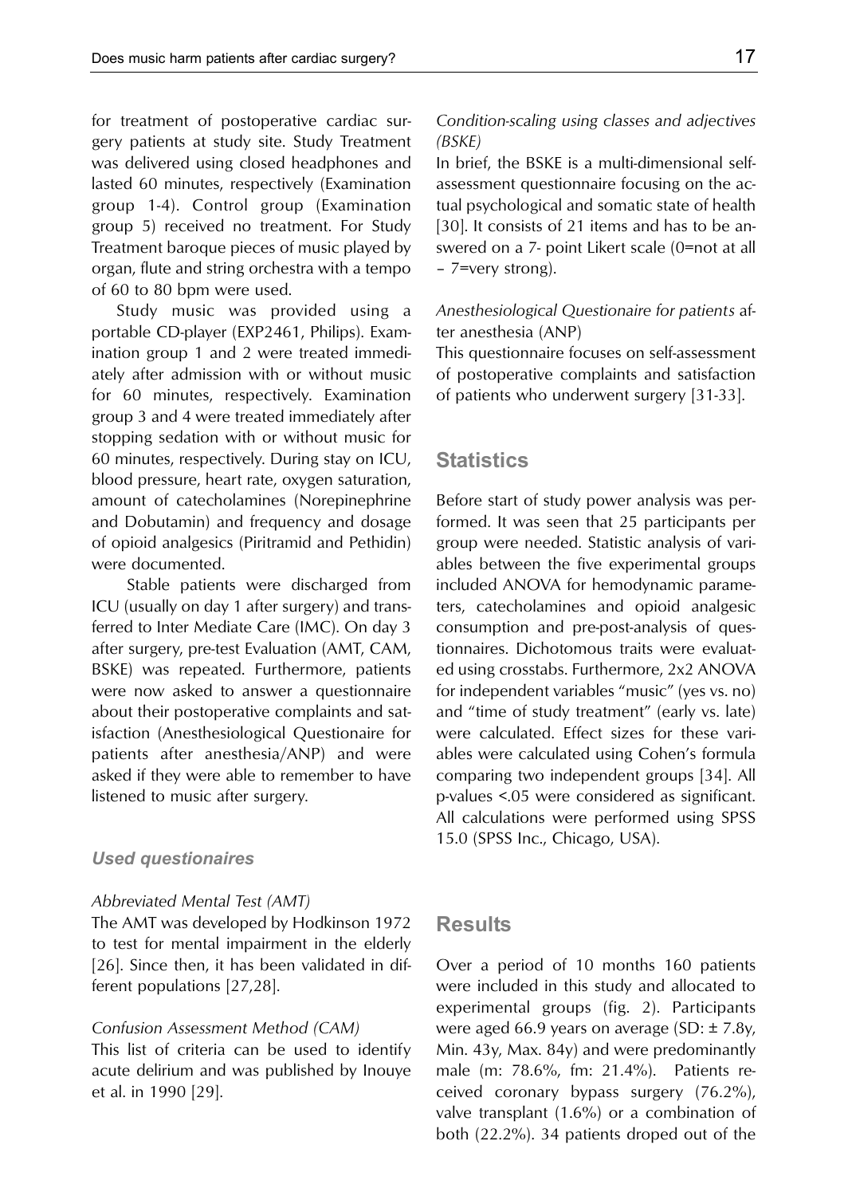for treatment of postoperative cardiac surgery patients at study site. Study Treatment was delivered using closed headphones and lasted 60 minutes, respectively (Examination group 1-4). Control group (Examination group 5) received no treatment. For Study Treatment baroque pieces of music played by organ, flute and string orchestra with a tempo of 60 to 80 bpm were used.

Study music was provided using a portable CD-player (EXP2461, Philips). Examination group 1 and 2 were treated immediately after admission with or without music for 60 minutes, respectively. Examination group 3 and 4 were treated immediately after stopping sedation with or without music for 60 minutes, respectively. During stay on ICU, blood pressure, heart rate, oxygen saturation, amount of catecholamines (Norepinephrine and Dobutamin) and frequency and dosage of opioid analgesics (Piritramid and Pethidin) were documented.

Stable patients were discharged from ICU (usually on day 1 after surgery) and transferred to Inter Mediate Care (IMC). On day 3 after surgery, pre-test Evaluation (AMT, CAM, BSKE) was repeated. Furthermore, patients were now asked to answer a questionnaire about their postoperative complaints and satisfaction (Anesthesiological Questionaire for patients after anesthesia/ANP) and were asked if they were able to remember to have listened to music after surgery.

### *Used questionaires*

*Abbreviated Mental Test (AMT)*

The AMT was developed by Hodkinson 1972 to test for mental impairment in the elderly [26]. Since then, it has been validated in different populations [27,28].

*Confusion Assessment Method (CAM)*

This list of criteria can be used to identify acute delirium and was published by Inouye et al. in 1990 [29].

*Condition-scaling using classes and adjectives (BSKE)*

In brief, the BSKE is a multi-dimensional self-assessment questionnaire focusing on the actual psychological and somatic state of health [30]. It consists of 21 items and has to be answered on a 7- point Likert scale (0=not at all – 7=very strong).

*Anesthesiological Questionaire for patients* after anesthesia (ANP)

This questionnaire focuses on self-assessment of postoperative complaints and satisfaction of patients who underwent surgery [31-33].

## Statistics

Before start of study power analysis was performed. It was seen that 25 participants per group were needed. Statistic analysis of variables between the five experimental groups included ANOVA for hemodynamic parameters, catecholamines and opioid analgesic consumption and pre-post-analysis of questionnaires. Dichotomous traits were evaluated using crosstabs. Furthermore, 2x2 ANOVA for independent variables "music" (yes vs. no) and "time of study treatment" (early vs. late) were calculated. Effect sizes for these variables were calculated using Cohen's formula comparing two independent groups [34]. All p-values <.05 were considered as significant. All calculations were performed using SPSS 15.0 (SPSS Inc., Chicago, USA).

## Results

Over a period of 10 months 160 patients were included in this study and allocated to experimental groups (fig. 2). Participants were aged 66.9 years on average (SD: ± 7.8y, Min. 43y, Max. 84y) and were predominantly male (m: 78.6%, fm: 21.4%). Patients received coronary bypass surgery (76.2%), valve transplant (1.6%) or a combination of both (22.2%). 34 patients droped out of the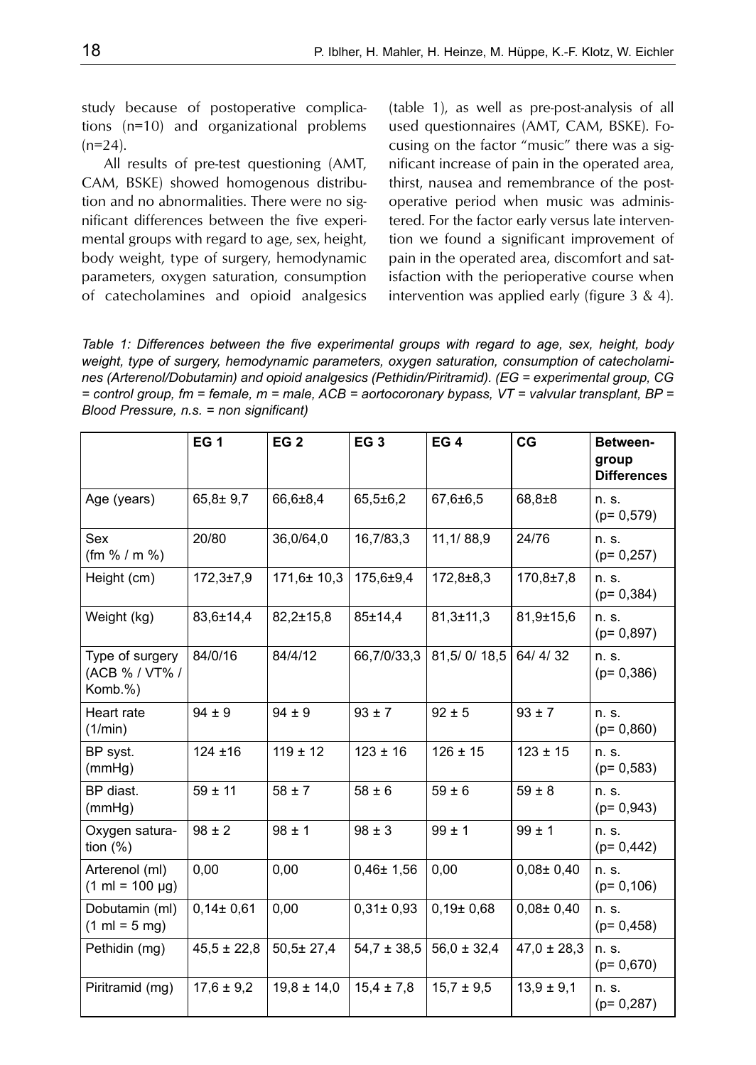study because of postoperative complications (n=10) and organizational problems (n=24).

All results of pre-test questioning (AMT, CAM, BSKE) showed homogenous distribution and no abnormalities. There were no significant differences between the five experimental groups with regard to age, sex, height, body weight, type of surgery, hemodynamic parameters, oxygen saturation, consumption of catecholamines and opioid analgesics (table 1), as well as pre-post-analysis of all used questionnaires (AMT, CAM, BSKE). Focusing on the factor "music" there was a significant increase of pain in the operated area, thirst, nausea and remembrance of the postoperative period when music was administered. For the factor early versus late intervention we found a significant improvement of pain in the operated area, discomfort and satisfaction with the perioperative course when intervention was applied early (figure 3 & 4).

*Table 1: Differences between the five experimental groups with regard to age, sex, height, body weight, type of surgery, hemodynamic parameters, oxygen saturation, consumption of catecholamines (Arterenol/Dobutamin) and opioid analgesics (Pethidin/Piritramid). (EG = experimental group, CG = control group, fm = female, m = male, ACB = aortocoronary bypass, VT = valvular transplant, BP = Blood Pressure, n.s. = non significant)*

| | EG 1 | EG 2 | EG 3 | EG 4 | CG | Between-group Differences |
|---|---|---|---|---|---|---|
| Age (years) | 65,8± 9,7 | 66,6±8,4 | 65,5±6,2 | 67,6±6,5 | 68,8±8 | n. s. (p= 0,579) |
| Sex (fm % / m %) | 20/80 | 36,0/64,0 | 16,7/83,3 | 11,1/ 88,9 | 24/76 | n. s. (p= 0,257) |
| Height (cm) | 172,3±7,9 | 171,6± 10,3 | 175,6±9,4 | 172,8±8,3 | 170,8±7,8 | n. s. (p= 0,384) |
| Weight (kg) | 83,6±14,4 | 82,2±15,8 | 85±14,4 | 81,3±11,3 | 81,9±15,6 | n. s. (p= 0,897) |
| Type of surgery (ACB % / VT% / Komb.%) | 84/0/16 | 84/4/12 | 66,7/0/33,3 | 81,5/ 0/ 18,5 | 64/ 4/ 32 | n. s. (p= 0,386) |
| Heart rate (1/min) | 94 ± 9 | 94 ± 9 | 93 ± 7 | 92 ± 5 | 93 ± 7 | n. s. (p= 0,860) |
| BP syst. (mmHg) | 124 ±16 | 119 ± 12 | 123 ± 16 | 126 ± 15 | 123 ± 15 | n. s. (p= 0,583) |
| BP diast. (mmHg) | 59 ± 11 | 58 ± 7 | 58 ± 6 | 59 ± 6 | 59 ± 8 | n. s. (p= 0,943) |
| Oxygen saturation (%) | 98 ± 2 | 98 ± 1 | 98 ± 3 | 99 ± 1 | 99 ± 1 | n. s. (p= 0,442) |
| Arterenol (ml) (1 ml = 100 µg) | 0,00 | 0,00 | 0,46± 1,56 | 0,00 | 0,08± 0,40 | n. s. (p= 0,106) |
| Dobutamin (ml) (1 ml = 5 mg) | 0,14± 0,61 | 0,00 | 0,31± 0,93 | 0,19± 0,68 | 0,08± 0,40 | n. s. (p= 0,458) |
| Pethidin (mg) | 45,5 ± 22,8 | 50,5± 27,4 | 54,7 ± 38,5 | 56,0 ± 32,4 | 47,0 ± 28,3 | n. s. (p= 0,670) |
| Piritramid (mg) | 17,6 ± 9,2 | 19,8 ± 14,0 | 15,4 ± 7,8 | 15,7 ± 9,5 | 13,9 ± 9,1 | n. s. (p= 0,287) |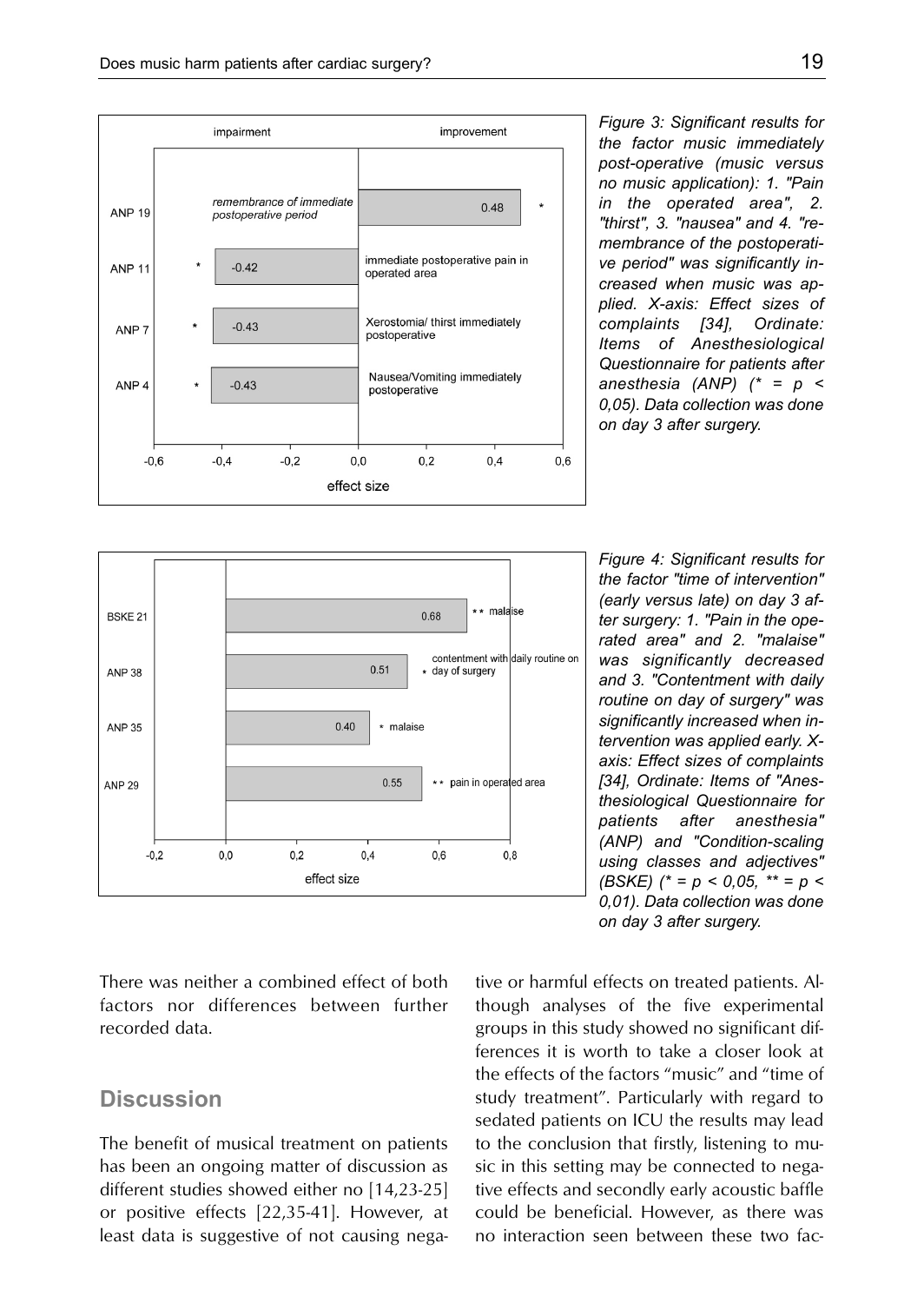Figure 3: Significant results for the factor music immediately post-operative (music versus no music application): 1. "Pain in the operated area", 2. "thirst", 3. "nausea" and 4. "remembrance of the postoperative period" was significantly increased when music was applied. X-axis: Effect sizes of complaints [34], Ordinate: Items of Anesthesiological Questionnaire for patients after anesthesia (ANP) (* = p < 0,05). Data collection was done on day 3 after surgery.

Figure 4: Significant results for the factor "time of intervention" (early versus late) on day 3 after surgery: 1. "Pain in the operated area" and 2. "malaise" was significantly decreased and 3. "Contentment with daily routine on day of surgery" was significantly increased when intervention was applied early. X-axis: Effect sizes of complaints [34], Ordinate: Items of "Anesthesiological Questionnaire for patients after anesthesia" (ANP) and "Condition-scaling using classes and adjectives" (BSKE) (* = p < 0,05, ** = p < 0,01). Data collection was done on day 3 after surgery.

There was neither a combined effect of both factors nor differences between further recorded data.

## Discussion

The benefit of musical treatment on patients has been an ongoing matter of discussion as different studies showed either no [14,23-25] or positive effects [22,35-41]. However, at least data is suggestive of not causing negative or harmful effects on treated patients. Although analyses of the five experimental groups in this study showed no significant differences it is worth to take a closer look at the effects of the factors "music" and "time of study treatment". Particularly with regard to sedated patients on ICU the results may lead to the conclusion that firstly, listening to music in this setting may be connected to negative effects and secondly early acoustic baffle could be beneficial. However, as there was no interaction seen between these two fac-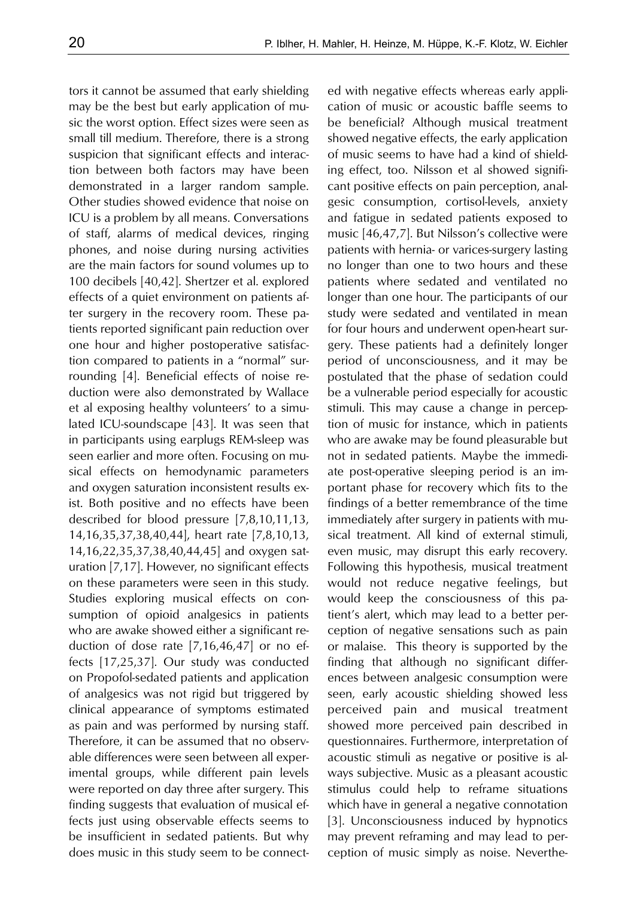tors it cannot be assumed that early shielding may be the best but early application of music the worst option. Effect sizes were seen as small till medium. Therefore, there is a strong suspicion that significant effects and interaction between both factors may have been demonstrated in a larger random sample. Other studies showed evidence that noise on ICU is a problem by all means. Conversations of staff, alarms of medical devices, ringing phones, and noise during nursing activities are the main factors for sound volumes up to 100 decibels [40,42]. Shertzer et al. explored effects of a quiet environment on patients after surgery in the recovery room. These patients reported significant pain reduction over one hour and higher postoperative satisfaction compared to patients in a "normal" surrounding [4]. Beneficial effects of noise reduction were also demonstrated by Wallace et al exposing healthy volunteers' to a simulated ICU-soundscape [43]. It was seen that in participants using earplugs REM-sleep was seen earlier and more often. Focusing on musical effects on hemodynamic parameters and oxygen saturation inconsistent results exist. Both positive and no effects have been described for blood pressure [7,8,10,11,13, 14,16,35,37,38,40,44], heart rate [7,8,10,13, 14,16,22,35,37,38,40,44,45] and oxygen saturation [7,17]. However, no significant effects on these parameters were seen in this study. Studies exploring musical effects on consumption of opioid analgesics in patients who are awake showed either a significant reduction of dose rate [7,16,46,47] or no effects [17,25,37]. Our study was conducted on Propofol-sedated patients and application of analgesics was not rigid but triggered by clinical appearance of symptoms estimated as pain and was performed by nursing staff. Therefore, it can be assumed that no observable differences were seen between all experimental groups, while different pain levels were reported on day three after surgery. This finding suggests that evaluation of musical effects just using observable effects seems to be insufficient in sedated patients. But why does music in this study seem to be connected with negative effects whereas early application of music or acoustic baffle seems to be beneficial? Although musical treatment showed negative effects, the early application of music seems to have had a kind of shielding effect, too. Nilsson et al showed significant positive effects on pain perception, analgesic consumption, cortisol-levels, anxiety and fatigue in sedated patients exposed to music [46,47,7]. But Nilsson's collective were patients with hernia- or varices-surgery lasting no longer than one to two hours and these patients where sedated and ventilated no longer than one hour. The participants of our study were sedated and ventilated in mean for four hours and underwent open-heart surgery. These patients had a definitely longer period of unconsciousness, and it may be postulated that the phase of sedation could be a vulnerable period especially for acoustic stimuli. This may cause a change in perception of music for instance, which in patients who are awake may be found pleasurable but not in sedated patients. Maybe the immediate post-operative sleeping period is an important phase for recovery which fits to the findings of a better remembrance of the time immediately after surgery in patients with musical treatment. All kind of external stimuli, even music, may disrupt this early recovery. Following this hypothesis, musical treatment would not reduce negative feelings, but would keep the consciousness of this patient's alert, which may lead to a better perception of negative sensations such as pain or malaise. This theory is supported by the finding that although no significant differences between analgesic consumption were seen, early acoustic shielding showed less perceived pain and musical treatment showed more perceived pain described in questionnaires. Furthermore, interpretation of acoustic stimuli as negative or positive is always subjective. Music as a pleasant acoustic stimulus could help to reframe situations which have in general a negative connotation [3]. Unconsciousness induced by hypnotics may prevent reframing and may lead to perception of music simply as noise. Neverthe-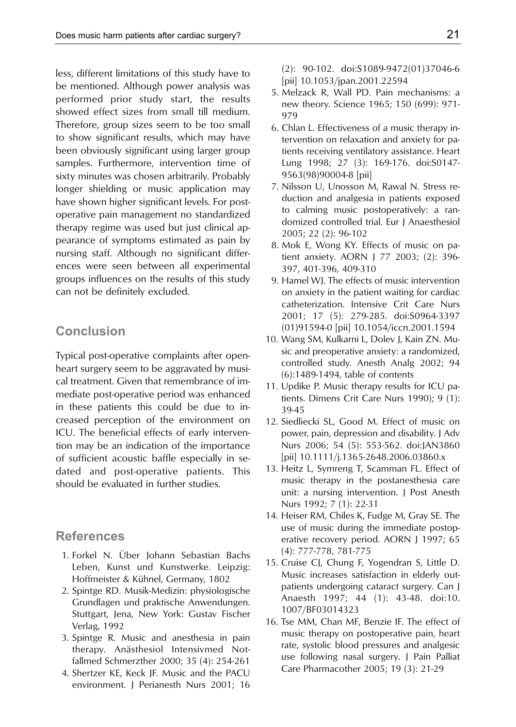less, different limitations of this study have to be mentioned. Although power analysis was performed prior study start, the results showed effect sizes from small till medium. Therefore, group sizes seem to be too small to show significant results, which may have been obviously significant using larger group samples. Furthermore, intervention time of sixty minutes was chosen arbitrarily. Probably longer shielding or music application may have shown higher significant levels. For post-operative pain management no standardized therapy regime was used but just clinical appearance of symptoms estimated as pain by nursing staff. Although no significant differences were seen between all experimental groups influences on the results of this study can not be definitely excluded.

## Conclusion

Typical post-operative complaints after open-heart surgery seem to be aggravated by musical treatment. Given that remembrance of immediate post-operative period was enhanced in these patients this could be due to increased perception of the environment on ICU. The beneficial effects of early intervention may be an indication of the importance of sufficient acoustic baffle especially in sedated and post-operative patients. This should be evaluated in further studies.

## References

1. Forkel N. Über Johann Sebastian Bachs Leben, Kunst und Kunstwerke. Leipzig: Hoffmeister & Kühnel, Germany, 1802
2. Spintge RD. Musik-Medizin: physiologische Grundlagen und praktische Anwendungen. Stuttgart, Jena, New York: Gustav Fischer Verlag, 1992
3. Spintge R. Music and anesthesia in pain therapy. Anästhesiol Intensivmed Notfallmed Schmerzther 2000; 35 (4): 254-261
4. Shertzer KE, Keck JF. Music and the PACU environment. J Perianesth Nurs 2001; 16 (2): 90-102. doi:S1089-9472(01)37046-6 [pii] 10.1053/jpan.2001.22594
5. Melzack R, Wall PD. Pain mechanisms: a new theory. Science 1965; 150 (699): 971-979
6. Chlan L. Effectiveness of a music therapy intervention on relaxation and anxiety for patients receiving ventilatory assistance. Heart Lung 1998; 27 (3): 169-176. doi:S0147-9563(98)90004-8 [pii]
7. Nilsson U, Unosson M, Rawal N. Stress reduction and analgesia in patients exposed to calming music postoperatively: a randomized controlled trial. Eur J Anaesthesiol 2005; 22 (2): 96-102
8. Mok E, Wong KY. Effects of music on patient anxiety. AORN J 77 2003; (2): 396-397, 401-396, 409-310
9. Hamel WJ. The effects of music intervention on anxiety in the patient waiting for cardiac catheterization. Intensive Crit Care Nurs 2001; 17 (5): 279-285. doi:S0964-3397(01)91594-0 [pii] 10.1054/iccn.2001.1594
10. Wang SM, Kulkarni L, Dolev J, Kain ZN. Music and preoperative anxiety: a randomized, controlled study. Anesth Analg 2002; 94 (6):1489-1494, table of contents
11. Updike P. Music therapy results for ICU patients. Dimens Crit Care Nurs 1990); 9 (1): 39-45
12. Siedliecki SL, Good M. Effect of music on power, pain, depression and disability. J Adv Nurs 2006; 54 (5): 553-562. doi:JAN3860 [pii] 10.1111/j.1365-2648.2006.03860.x
13. Heitz L, Symreng T, Scamman FL. Effect of music therapy in the postanesthesia care unit: a nursing intervention. J Post Anesth Nurs 1992; 7 (1): 22-31
14. Heiser RM, Chiles K, Fudge M, Gray SE. The use of music during the immediate postoperative recovery period. AORN J 1997; 65 (4): 777-778, 781-775
15. Cruise CJ, Chung F, Yogendran S, Little D. Music increases satisfaction in elderly outpatients undergoing cataract surgery. Can J Anaesth 1997; 44 (1): 43-48. doi:10.1007/BF03014323
16. Tse MM, Chan MF, Benzie IF. The effect of music therapy on postoperative pain, heart rate, systolic blood pressures and analgesic use following nasal surgery. J Pain Palliat Care Pharmacother 2005; 19 (3): 21-29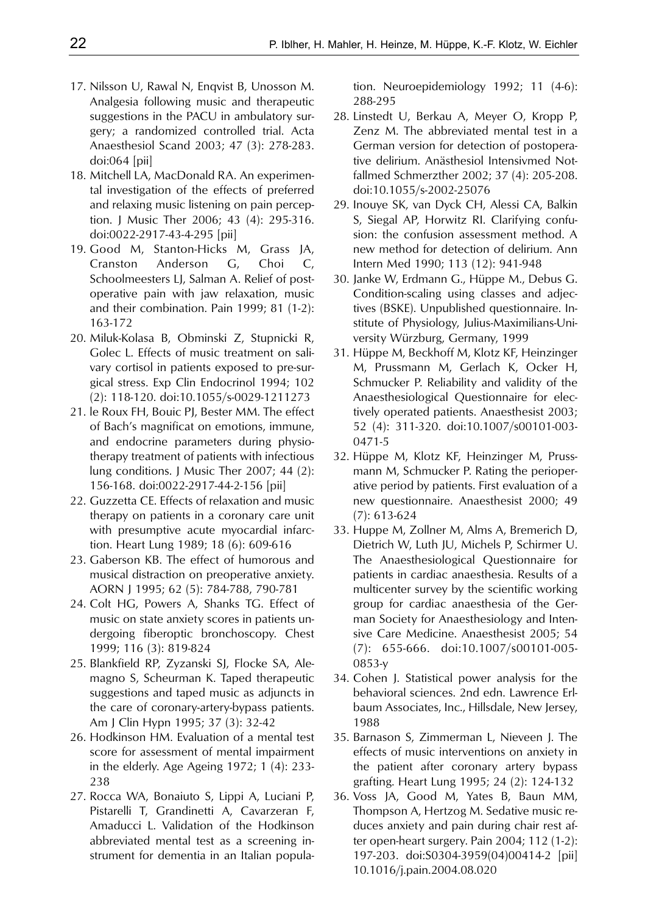17. Nilsson U, Rawal N, Enqvist B, Unosson M. Analgesia following music and therapeutic suggestions in the PACU in ambulatory surgery; a randomized controlled trial. Acta Anaesthesiol Scand 2003; 47 (3): 278-283. doi:064 [pii]
18. Mitchell LA, MacDonald RA. An experimental investigation of the effects of preferred and relaxing music listening on pain perception. J Music Ther 2006; 43 (4): 295-316. doi:0022-2917-43-4-295 [pii]
19. Good M, Stanton-Hicks M, Grass JA, Cranston Anderson G, Choi C, Schoolmeesters LJ, Salman A. Relief of postoperative pain with jaw relaxation, music and their combination. Pain 1999; 81 (1-2): 163-172
20. Miluk-Kolasa B, Obminski Z, Stupnicki R, Golec L. Effects of music treatment on salivary cortisol in patients exposed to pre-surgical stress. Exp Clin Endocrinol 1994; 102 (2): 118-120. doi:10.1055/s-0029-1211273
21. le Roux FH, Bouic PJ, Bester MM. The effect of Bach's magnificat on emotions, immune, and endocrine parameters during physiotherapy treatment of patients with infectious lung conditions. J Music Ther 2007; 44 (2): 156-168. doi:0022-2917-44-2-156 [pii]
22. Guzzetta CE. Effects of relaxation and music therapy on patients in a coronary care unit with presumptive acute myocardial infarction. Heart Lung 1989; 18 (6): 609-616
23. Gaberson KB. The effect of humorous and musical distraction on preoperative anxiety. AORN J 1995; 62 (5): 784-788, 790-781
24. Colt HG, Powers A, Shanks TG. Effect of music on state anxiety scores in patients undergoing fiberoptic bronchoscopy. Chest 1999; 116 (3): 819-824
25. Blankfield RP, Zyzanski SJ, Flocke SA, Alemagno S, Scheurman K. Taped therapeutic suggestions and taped music as adjuncts in the care of coronary-artery-bypass patients. Am J Clin Hypn 1995; 37 (3): 32-42
26. Hodkinson HM. Evaluation of a mental test score for assessment of mental impairment in the elderly. Age Ageing 1972; 1 (4): 233-238
27. Rocca WA, Bonaiuto S, Lippi A, Luciani P, Pistarelli T, Grandinetti A, Cavarzeran F, Amaducci L. Validation of the Hodkinson abbreviated mental test as a screening instrument for dementia in an Italian population. Neuroepidemiology 1992; 11 (4-6): 288-295
28. Linstedt U, Berkau A, Meyer O, Kropp P, Zenz M. The abbreviated mental test in a German version for detection of postoperative delirium. Anästhesiol Intensivmed Notfallmed Schmerzther 2002; 37 (4): 205-208. doi:10.1055/s-2002-25076
29. Inouye SK, van Dyck CH, Alessi CA, Balkin S, Siegal AP, Horwitz RI. Clarifying confusion: the confusion assessment method. A new method for detection of delirium. Ann Intern Med 1990; 113 (12): 941-948
30. Janke W, Erdmann G., Hüppe M., Debus G. Condition-scaling using classes and adjectives (BSKE). Unpublished questionnaire. Institute of Physiology, Julius-Maximilians-University Würzburg, Germany, 1999
31. Hüppe M, Beckhoff M, Klotz KF, Heinzinger M, Prussmann M, Gerlach K, Ocker H, Schmucker P. Reliability and validity of the Anaesthesiological Questionnaire for electively operated patients. Anaesthesist 2003; 52 (4): 311-320. doi:10.1007/s00101-003-0471-5
32. Hüppe M, Klotz KF, Heinzinger M, Prussmann M, Schmucker P. Rating the perioperative period by patients. First evaluation of a new questionnaire. Anaesthesist 2000; 49 (7): 613-624
33. Huppe M, Zollner M, Alms A, Bremerich D, Dietrich W, Luth JU, Michels P, Schirmer U. The Anaesthesiological Questionnaire for patients in cardiac anaesthesia. Results of a multicenter survey by the scientific working group for cardiac anaesthesia of the German Society for Anaesthesiology and Intensive Care Medicine. Anaesthesist 2005; 54 (7): 655-666. doi:10.1007/s00101-005-0853-y
34. Cohen J. Statistical power analysis for the behavioral sciences. 2nd edn. Lawrence Erlbaum Associates, Inc., Hillsdale, New Jersey, 1988
35. Barnason S, Zimmerman L, Nieveen J. The effects of music interventions on anxiety in the patient after coronary artery bypass grafting. Heart Lung 1995; 24 (2): 124-132
36. Voss JA, Good M, Yates B, Baun MM, Thompson A, Hertzog M. Sedative music reduces anxiety and pain during chair rest after open-heart surgery. Pain 2004; 112 (1-2): 197-203. doi:S0304-3959(04)00414-2 [pii] 10.1016/j.pain.2004.08.020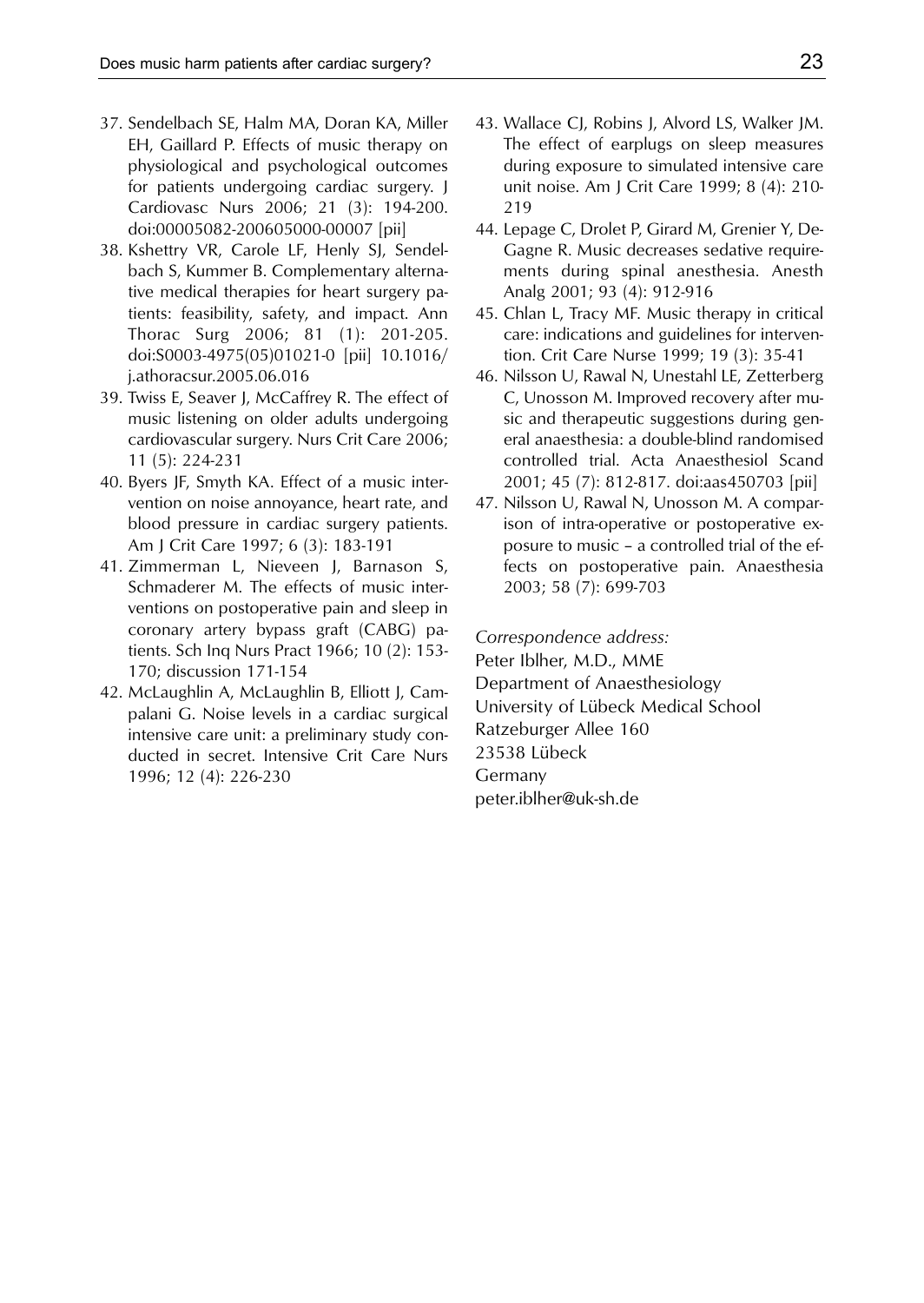37. Sendelbach SE, Halm MA, Doran KA, Miller EH, Gaillard P. Effects of music therapy on physiological and psychological outcomes for patients undergoing cardiac surgery. J Cardiovasc Nurs 2006; 21 (3): 194-200. doi:00005082-200605000-00007 [pii]
38. Kshettry VR, Carole LF, Henly SJ, Sendelbach S, Kummer B. Complementary alternative medical therapies for heart surgery patients: feasibility, safety, and impact. Ann Thorac Surg 2006; 81 (1): 201-205. doi:S0003-4975(05)01021-0 [pii] 10.1016/j.athoracsur.2005.06.016
39. Twiss E, Seaver J, McCaffrey R. The effect of music listening on older adults undergoing cardiovascular surgery. Nurs Crit Care 2006; 11 (5): 224-231
40. Byers JF, Smyth KA. Effect of a music intervention on noise annoyance, heart rate, and blood pressure in cardiac surgery patients. Am J Crit Care 1997; 6 (3): 183-191
41. Zimmerman L, Nieveen J, Barnason S, Schmaderer M. The effects of music interventions on postoperative pain and sleep in coronary artery bypass graft (CABG) patients. Sch Inq Nurs Pract 1966; 10 (2): 153-170; discussion 171-154
42. McLaughlin A, McLaughlin B, Elliott J, Campalani G. Noise levels in a cardiac surgical intensive care unit: a preliminary study conducted in secret. Intensive Crit Care Nurs 1996; 12 (4): 226-230
43. Wallace CJ, Robins J, Alvord LS, Walker JM. The effect of earplugs on sleep measures during exposure to simulated intensive care unit noise. Am J Crit Care 1999; 8 (4): 210-219
44. Lepage C, Drolet P, Girard M, Grenier Y, DeGagne R. Music decreases sedative requirements during spinal anesthesia. Anesth Analg 2001; 93 (4): 912-916
45. Chlan L, Tracy MF. Music therapy in critical care: indications and guidelines for intervention. Crit Care Nurse 1999; 19 (3): 35-41
46. Nilsson U, Rawal N, Unestahl LE, Zetterberg C, Unosson M. Improved recovery after music and therapeutic suggestions during general anaesthesia: a double-blind randomised controlled trial. Acta Anaesthesiol Scand 2001; 45 (7): 812-817. doi:aas450703 [pii]
47. Nilsson U, Rawal N, Unosson M. A comparison of intra-operative or postoperative exposure to music – a controlled trial of the effects on postoperative pain. Anaesthesia 2003; 58 (7): 699-703

*Correspondence address:*
Peter Iblher, M.D., MME
Department of Anaesthesiology
University of Lübeck Medical School
Ratzeburger Allee 160
23538 Lübeck
Germany
peter.iblher@uk-sh.de